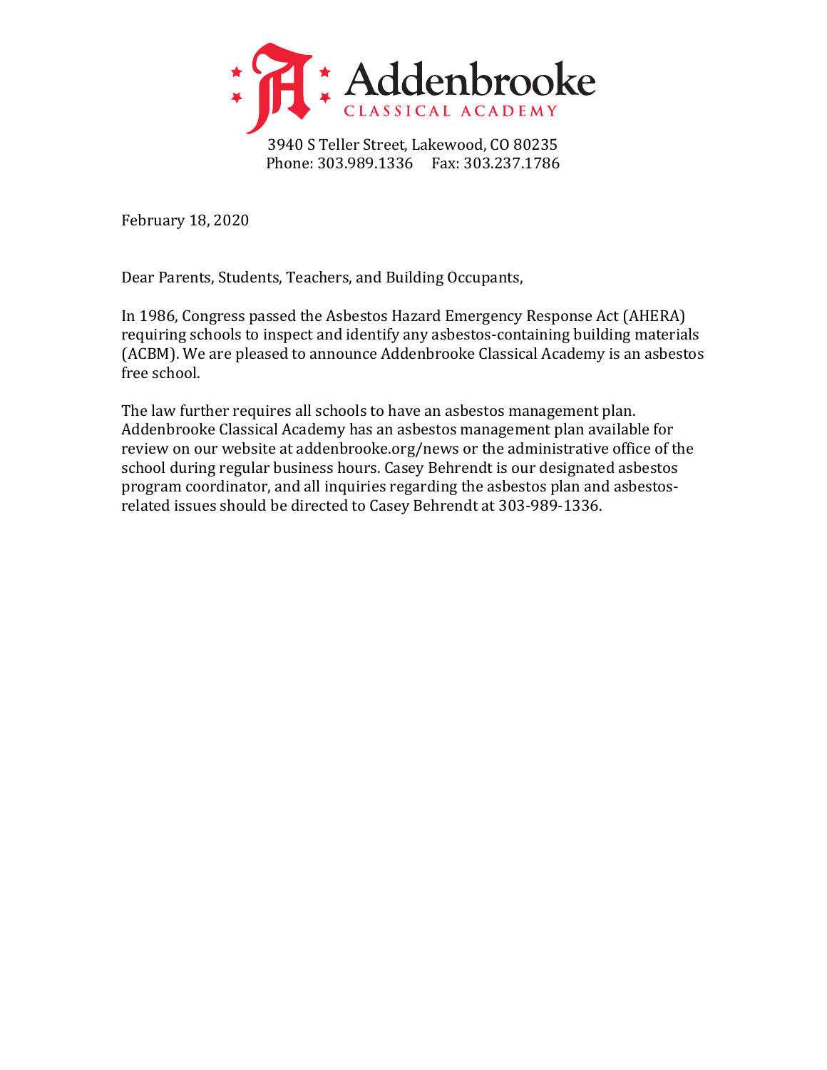# Addenbrooke
CLASSICAL ACADEMY

3940 S Teller Street, Lakewood, CO 80235
Phone: 303.989.1336     Fax: 303.237.1786

February 18, 2020

Dear Parents, Students, Teachers, and Building Occupants,

In 1986, Congress passed the Asbestos Hazard Emergency Response Act (AHERA) requiring schools to inspect and identify any asbestos-containing building materials (ACBM). We are pleased to announce Addenbrooke Classical Academy is an asbestos free school.

The law further requires all schools to have an asbestos management plan. Addenbrooke Classical Academy has an asbestos management plan available for review on our website at addenbrooke.org/news or the administrative office of the school during regular business hours. Casey Behrendt is our designated asbestos program coordinator, and all inquiries regarding the asbestos plan and asbestos-related issues should be directed to Casey Behrendt at 303-989-1336.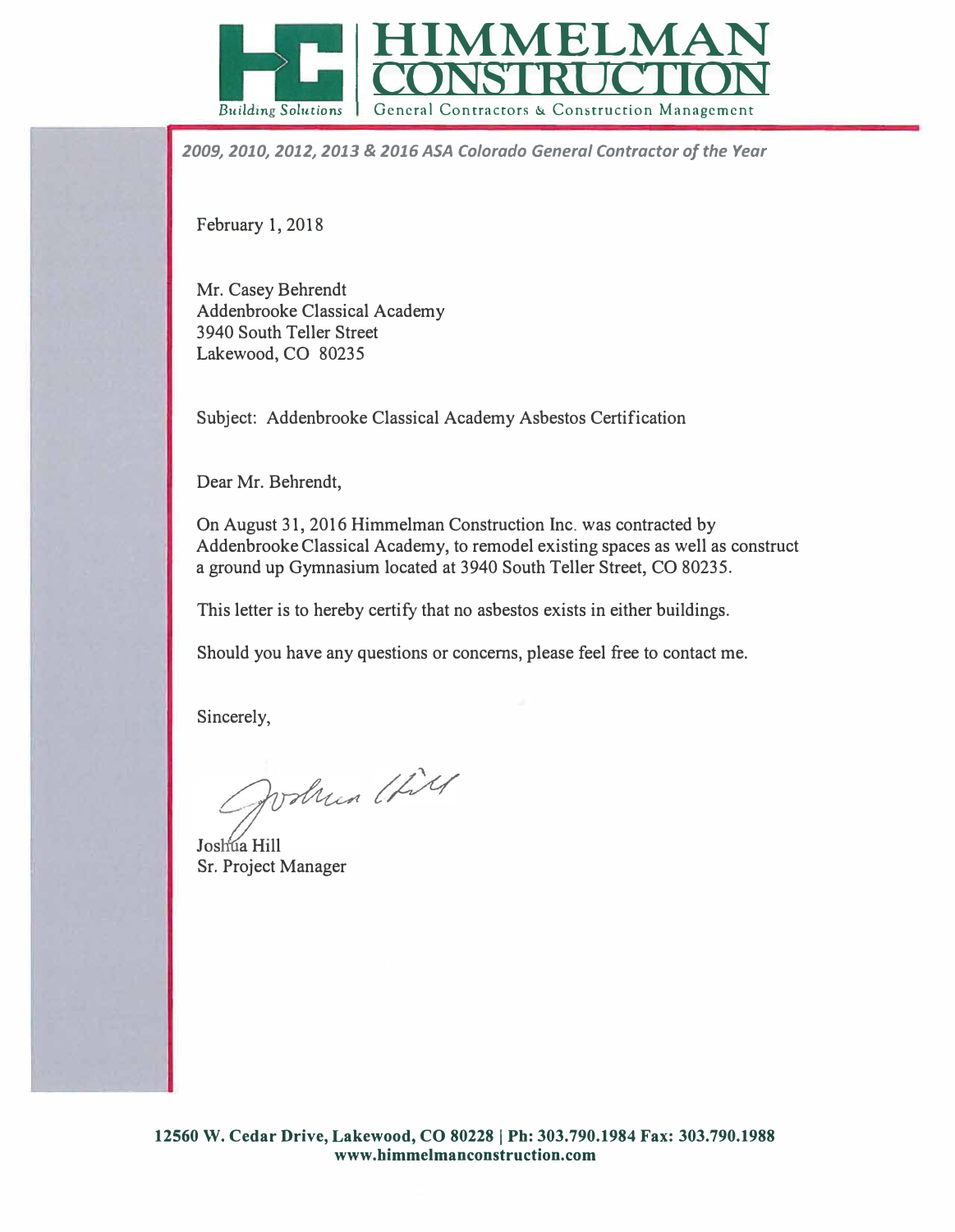# HIMMELMAN CONSTRUCTION

Building Solutions | General Contractors & Construction Management

*2009, 2010, 2012, 2013 & 2016 ASA Colorado General Contractor of the Year*

February 1, 2018

Mr. Casey Behrendt
Addenbrooke Classical Academy
3940 South Teller Street
Lakewood, CO 80235

Subject: Addenbrooke Classical Academy Asbestos Certification

Dear Mr. Behrendt,

On August 31, 2016 Himmelman Construction Inc. was contracted by Addenbrooke Classical Academy, to remodel existing spaces as well as construct a ground up Gymnasium located at 3940 South Teller Street, CO 80235.

This letter is to hereby certify that no asbestos exists in either buildings.

Should you have any questions or concerns, please feel free to contact me.

Sincerely,

Joshua Hill
Sr. Project Manager

**12560 W. Cedar Drive, Lakewood, CO 80228 | Ph: 303.790.1984 Fax: 303.790.1988**
**www.himmelmanconstruction.com**